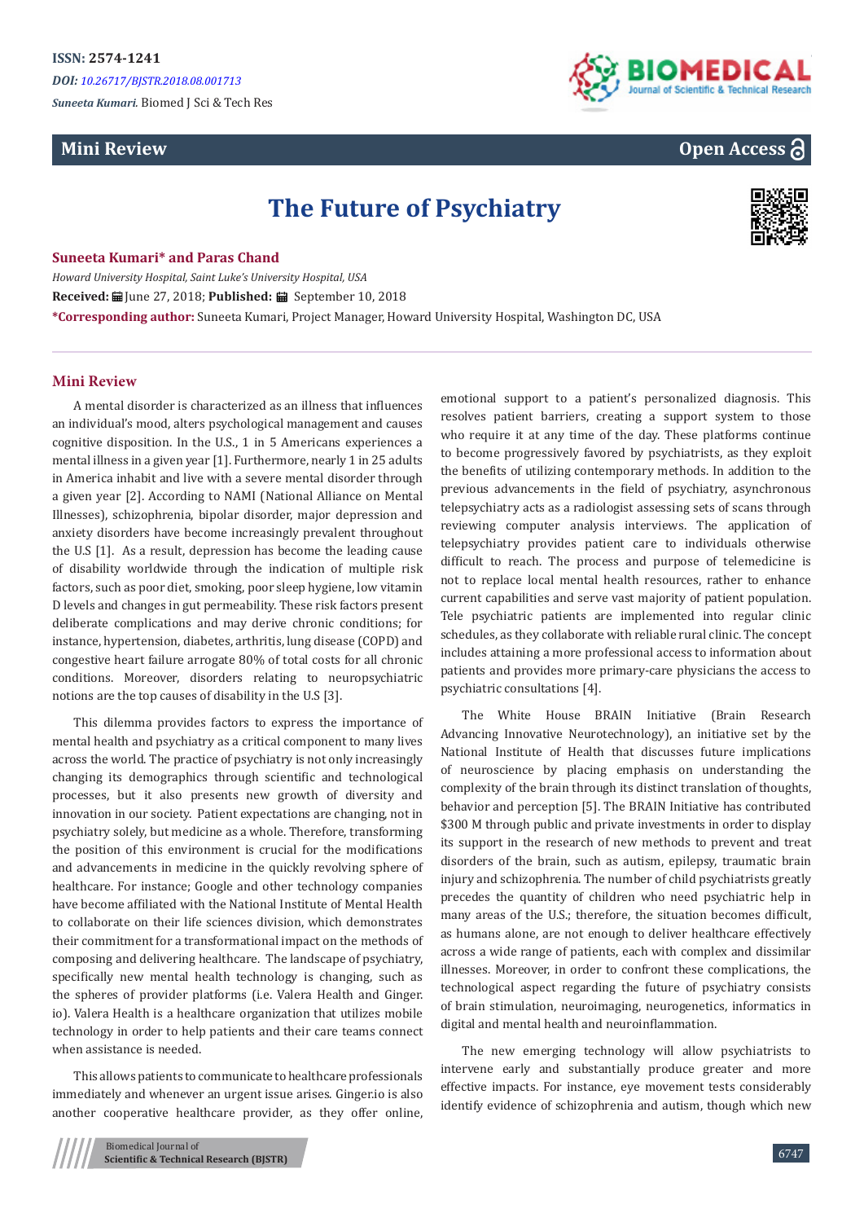ISSN: 2574-1241

*DOI: 10.26717/BJSTR.2018.08.001713*

*Suneeta Kumari.* Biomed J Sci & Tech Res

**Mini Review** **Open Access**

# The Future of Psychiatry

**Suneeta Kumari\* and Paras Chand**

*Howard University Hospital, Saint Luke's University Hospital, USA*

**Received:** June 27, 2018; **Published:** September 10, 2018

**\*Corresponding author:** Suneeta Kumari, Project Manager, Howard University Hospital, Washington DC, USA

## Mini Review

A mental disorder is characterized as an illness that influences an individual's mood, alters psychological management and causes cognitive disposition. In the U.S., 1 in 5 Americans experiences a mental illness in a given year [1]. Furthermore, nearly 1 in 25 adults in America inhabit and live with a severe mental disorder through a given year [2]. According to NAMI (National Alliance on Mental Illnesses), schizophrenia, bipolar disorder, major depression and anxiety disorders have become increasingly prevalent throughout the U.S [1]. As a result, depression has become the leading cause of disability worldwide through the indication of multiple risk factors, such as poor diet, smoking, poor sleep hygiene, low vitamin D levels and changes in gut permeability. These risk factors present deliberate complications and may derive chronic conditions; for instance, hypertension, diabetes, arthritis, lung disease (COPD) and congestive heart failure arrogate 80% of total costs for all chronic conditions. Moreover, disorders relating to neuropsychiatric notions are the top causes of disability in the U.S [3].

This dilemma provides factors to express the importance of mental health and psychiatry as a critical component to many lives across the world. The practice of psychiatry is not only increasingly changing its demographics through scientific and technological processes, but it also presents new growth of diversity and innovation in our society. Patient expectations are changing, not in psychiatry solely, but medicine as a whole. Therefore, transforming the position of this environment is crucial for the modifications and advancements in medicine in the quickly revolving sphere of healthcare. For instance; Google and other technology companies have become affiliated with the National Institute of Mental Health to collaborate on their life sciences division, which demonstrates their commitment for a transformational impact on the methods of composing and delivering healthcare. The landscape of psychiatry, specifically new mental health technology is changing, such as the spheres of provider platforms (i.e. Valera Health and Ginger.io). Valera Health is a healthcare organization that utilizes mobile technology in order to help patients and their care teams connect when assistance is needed.

This allows patients to communicate to healthcare professionals immediately and whenever an urgent issue arises. Ginger.io is also another cooperative healthcare provider, as they offer online, emotional support to a patient's personalized diagnosis. This resolves patient barriers, creating a support system to those who require it at any time of the day. These platforms continue to become progressively favored by psychiatrists, as they exploit the benefits of utilizing contemporary methods. In addition to the previous advancements in the field of psychiatry, asynchronous telepsychiatry acts as a radiologist assessing sets of scans through reviewing computer analysis interviews. The application of telepsychiatry provides patient care to individuals otherwise difficult to reach. The process and purpose of telemedicine is not to replace local mental health resources, rather to enhance current capabilities and serve vast majority of patient population. Tele psychiatric patients are implemented into regular clinic schedules, as they collaborate with reliable rural clinic. The concept includes attaining a more professional access to information about patients and provides more primary-care physicians the access to psychiatric consultations [4].

The White House BRAIN Initiative (Brain Research Advancing Innovative Neurotechnology), an initiative set by the National Institute of Health that discusses future implications of neuroscience by placing emphasis on understanding the complexity of the brain through its distinct translation of thoughts, behavior and perception [5]. The BRAIN Initiative has contributed $300 M through public and private investments in order to display its support in the research of new methods to prevent and treat disorders of the brain, such as autism, epilepsy, traumatic brain injury and schizophrenia. The number of child psychiatrists greatly precedes the quantity of children who need psychiatric help in many areas of the U.S.; therefore, the situation becomes difficult, as humans alone, are not enough to deliver healthcare effectively across a wide range of patients, each with complex and dissimilar illnesses. Moreover, in order to confront these complications, the technological aspect regarding the future of psychiatry consists of brain stimulation, neuroimaging, neurogenetics, informatics in digital and mental health and neuroinflammation.

The new emerging technology will allow psychiatrists to intervene early and substantially produce greater and more effective impacts. For instance, eye movement tests considerably identify evidence of schizophrenia and autism, though which new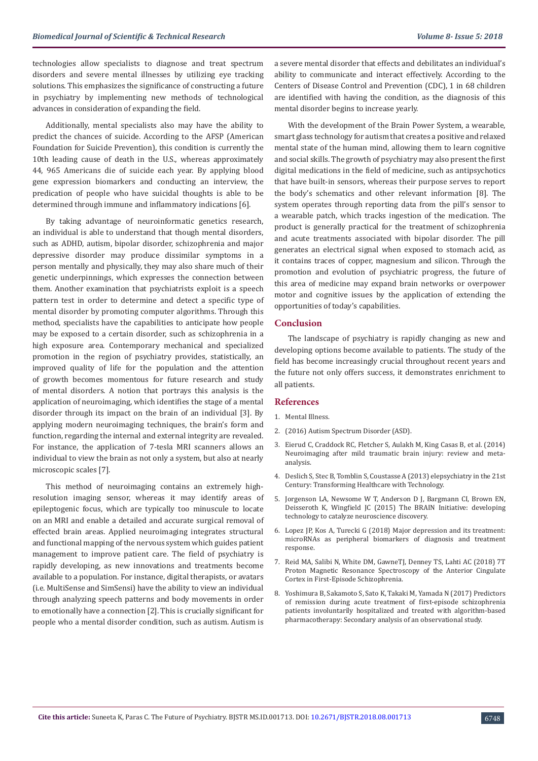technologies allow specialists to diagnose and treat spectrum disorders and severe mental illnesses by utilizing eye tracking solutions. This emphasizes the significance of constructing a future in psychiatry by implementing new methods of technological advances in consideration of expanding the field.

Additionally, mental specialists also may have the ability to predict the chances of suicide. According to the AFSP (American Foundation for Suicide Prevention), this condition is currently the 10th leading cause of death in the U.S., whereas approximately 44, 965 Americans die of suicide each year. By applying blood gene expression biomarkers and conducting an interview, the predication of people who have suicidal thoughts is able to be determined through immune and inflammatory indications [6].

By taking advantage of neuroinformatic genetics research, an individual is able to understand that though mental disorders, such as ADHD, autism, bipolar disorder, schizophrenia and major depressive disorder may produce dissimilar symptoms in a person mentally and physically, they may also share much of their genetic underpinnings, which expresses the connection between them. Another examination that psychiatrists exploit is a speech pattern test in order to determine and detect a specific type of mental disorder by promoting computer algorithms. Through this method, specialists have the capabilities to anticipate how people may be exposed to a certain disorder, such as schizophrenia in a high exposure area. Contemporary mechanical and specialized promotion in the region of psychiatry provides, statistically, an improved quality of life for the population and the attention of growth becomes momentous for future research and study of mental disorders. A notion that portrays this analysis is the application of neuroimaging, which identifies the stage of a mental disorder through its impact on the brain of an individual [3]. By applying modern neuroimaging techniques, the brain's form and function, regarding the internal and external integrity are revealed. For instance, the application of 7-tesla MRI scanners allows an individual to view the brain as not only a system, but also at nearly microscopic scales [7].

This method of neuroimaging contains an extremely high-resolution imaging sensor, whereas it may identify areas of epileptogenic focus, which are typically too minuscule to locate on an MRI and enable a detailed and accurate surgical removal of effected brain areas. Applied neuroimaging integrates structural and functional mapping of the nervous system which guides patient management to improve patient care. The field of psychiatry is rapidly developing, as new innovations and treatments become available to a population. For instance, digital therapists, or avatars (i.e. MultiSense and SimSensi) have the ability to view an individual through analyzing speech patterns and body movements in order to emotionally have a connection [2]. This is crucially significant for people who a mental disorder condition, such as autism. Autism is a severe mental disorder that effects and debilitates an individual's ability to communicate and interact effectively. According to the Centers of Disease Control and Prevention (CDC), 1 in 68 children are identified with having the condition, as the diagnosis of this mental disorder begins to increase yearly.

With the development of the Brain Power System, a wearable, smart glass technology for autism that creates a positive and relaxed mental state of the human mind, allowing them to learn cognitive and social skills. The growth of psychiatry may also present the first digital medications in the field of medicine, such as antipsychotics that have built-in sensors, whereas their purpose serves to report the body's schematics and other relevant information [8]. The system operates through reporting data from the pill's sensor to a wearable patch, which tracks ingestion of the medication. The product is generally practical for the treatment of schizophrenia and acute treatments associated with bipolar disorder. The pill generates an electrical signal when exposed to stomach acid, as it contains traces of copper, magnesium and silicon. Through the promotion and evolution of psychiatric progress, the future of this area of medicine may expand brain networks or overpower motor and cognitive issues by the application of extending the opportunities of today's capabilities.

## Conclusion

The landscape of psychiatry is rapidly changing as new and developing options become available to patients. The study of the field has become increasingly crucial throughout recent years and the future not only offers success, it demonstrates enrichment to all patients.

## References

1. Mental Illness.
2. (2016) Autism Spectrum Disorder (ASD).
3. Eierud C, Craddock RC, Fletcher S, Aulakh M, King Casas B, et al. (2014) Neuroimaging after mild traumatic brain injury: review and meta-analysis.
4. Deslich S, Stec B, Tomblin S, Coustasse A (2013) elepsychiatry in the 21st Century: Transforming Healthcare with Technology.
5. Jorgenson LA, Newsome W T, Anderson D J, Bargmann CI, Brown EN, Deisseroth K, Wingfield JC (2015) The BRAIN Initiative: developing technology to catalyze neuroscience discovery.
6. Lopez JP, Kos A, Turecki G (2018) Major depression and its treatment: microRNAs as peripheral biomarkers of diagnosis and treatment response.
7. Reid MA, Salibi N, White DM, GawneTJ, Denney TS, Lahti AC (2018) 7T Proton Magnetic Resonance Spectroscopy of the Anterior Cingulate Cortex in First-Episode Schizophrenia.
8. Yoshimura B, Sakamoto S, Sato K, Takaki M, Yamada N (2017) Predictors of remission during acute treatment of first-episode schizophrenia patients involuntarily hospitalized and treated with algorithm-based pharmacotherapy: Secondary analysis of an observational study.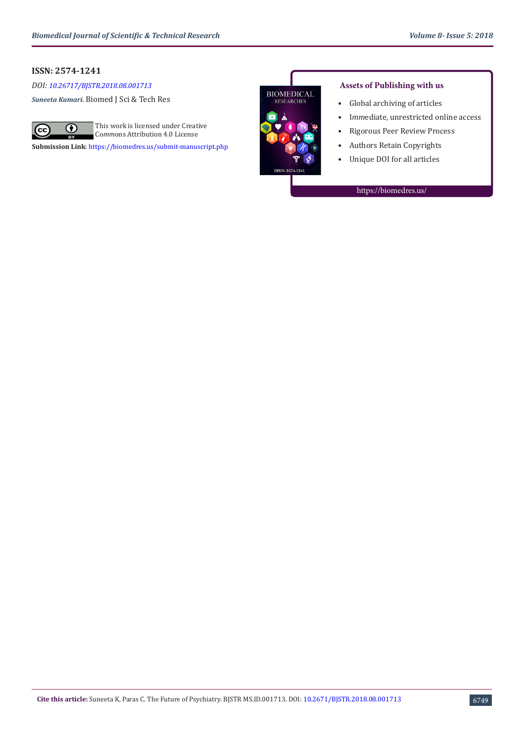**ISSN: 2574-1241**

*DOI: 10.26717/BJSTR.2018.08.001713*

***Suneeta Kumari.*** Biomed J Sci & Tech Res

This work is licensed under Creative Commons Attribution 4.0 License

**Submission Link**: https://biomedres.us/submit-manuscript.php

### Assets of Publishing with us

- Global archiving of articles
- Immediate, unrestricted online access
- Rigorous Peer Review Process
- Authors Retain Copyrights
- Unique DOI for all articles

https://biomedres.us/

**Cite this article:** Suneeta K, Paras C. The Future of Psychiatry. BJSTR MS.ID.001713. DOI: 10.2671/BJSTR.2018.08.001713